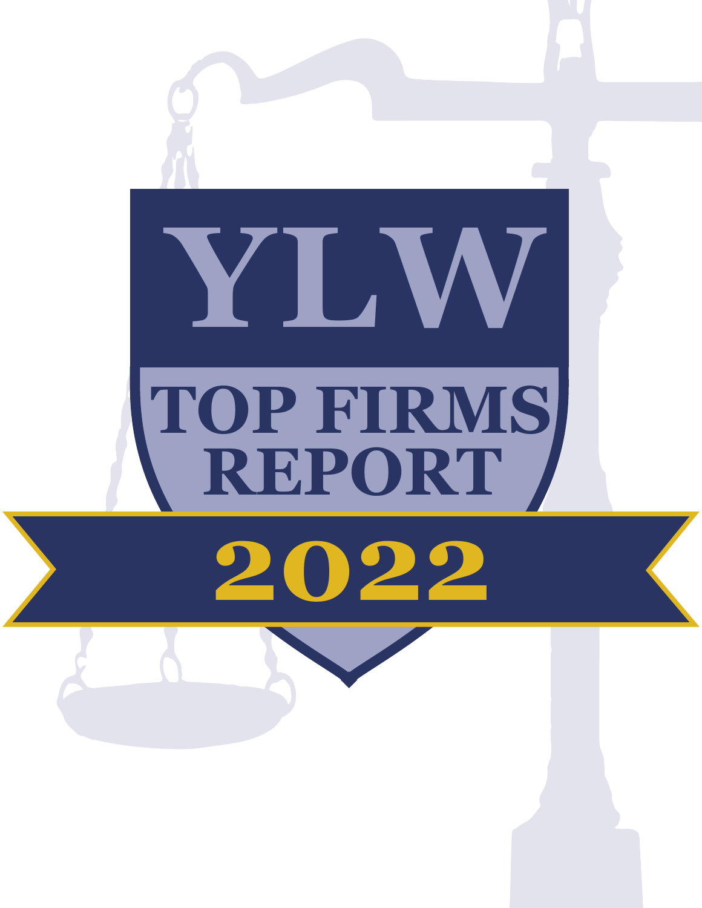# YLW

## TOP FIRMS REPORT

## 2022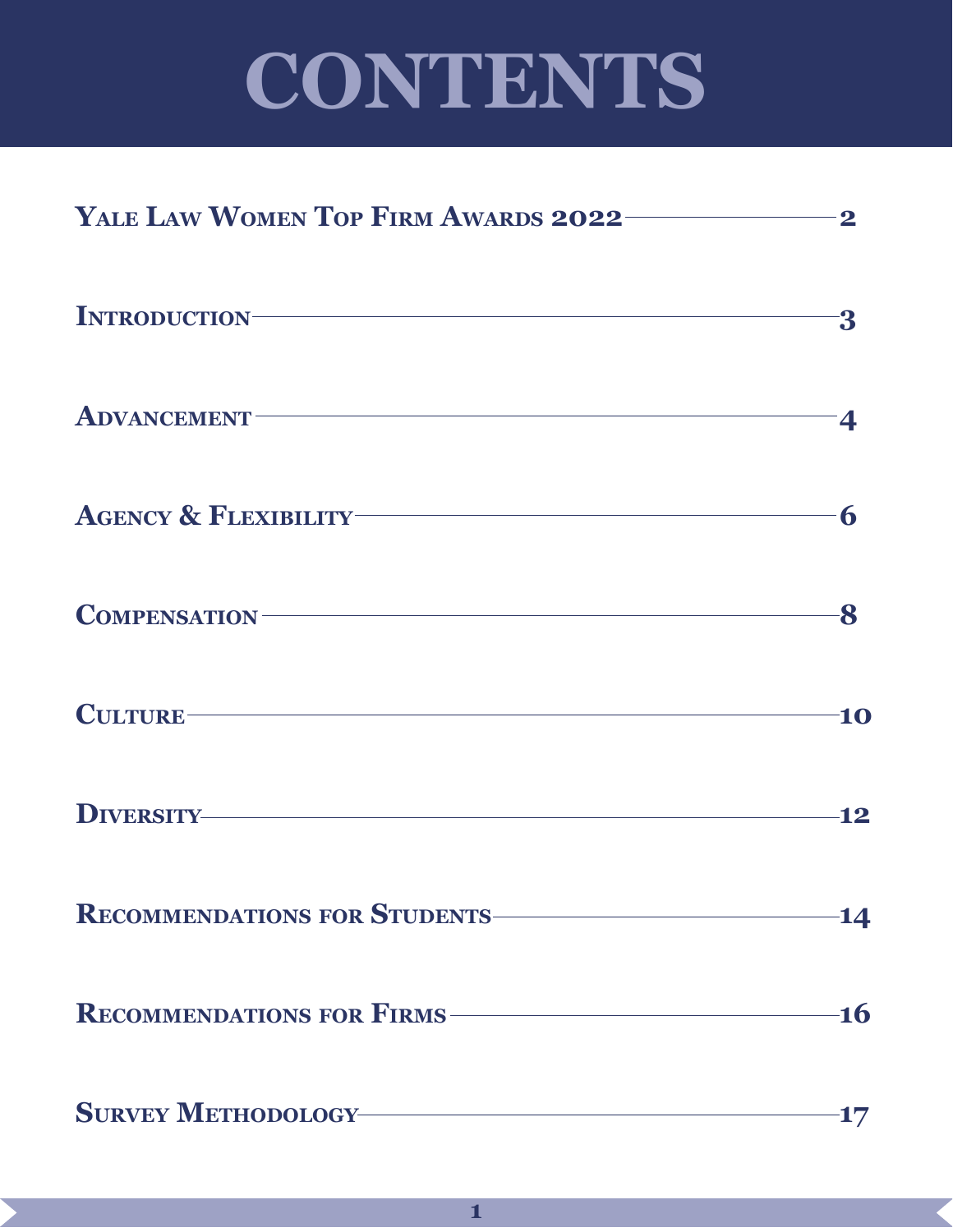# CONTENTS

| Section | Page |
| --- | --- |
| Yale Law Women Top Firm Awards 2022 | 2 |
| Introduction | 3 |
| Advancement | 4 |
| Agency & Flexibility | 6 |
| Compensation | 8 |
| Culture | 10 |
| Diversity | 12 |
| Recommendations for Students | 14 |
| Recommendations for Firms | 16 |
| Survey Methodology | 17 |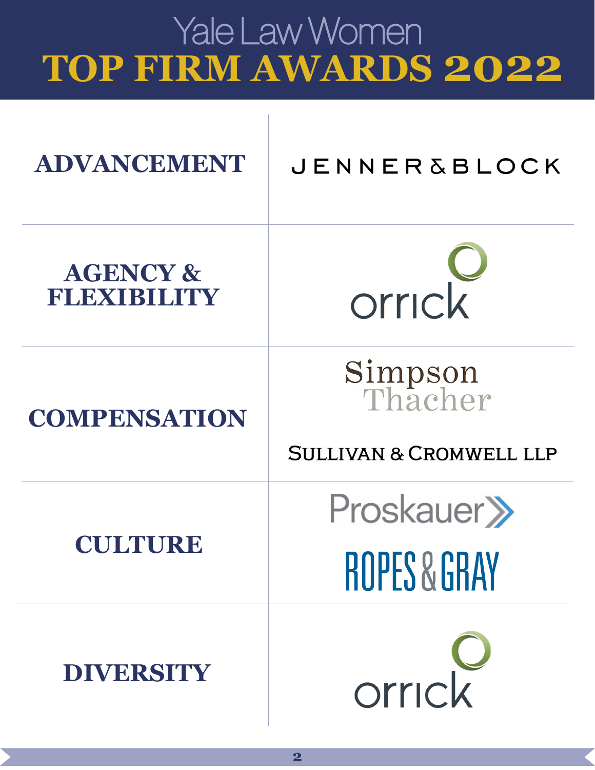# Yale Law Women
## TOP FIRM AWARDS 2022

| Category | Firm |
| --- | --- |
| ADVANCEMENT | JENNER & BLOCK |
| AGENCY & FLEXIBILITY | orrick |
| COMPENSATION | Simpson Thacher; SULLIVAN & CROMWELL LLP |
| CULTURE | Proskauer; ROPES & GRAY |
| DIVERSITY | orrick |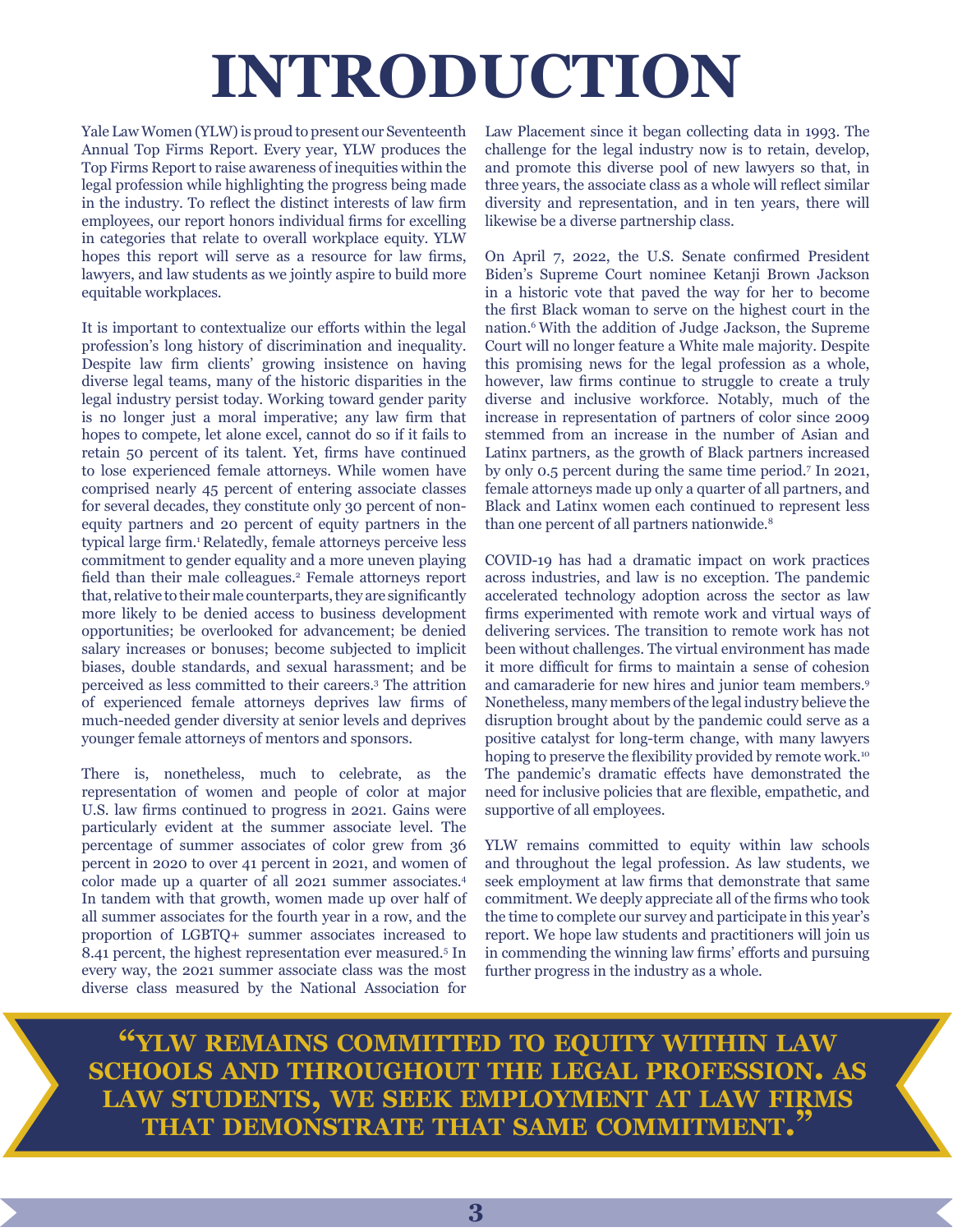# INTRODUCTION

Yale Law Women (YLW) is proud to present our Seventeenth Annual Top Firms Report. Every year, YLW produces the Top Firms Report to raise awareness of inequities within the legal profession while highlighting the progress being made in the industry. To reflect the distinct interests of law firm employees, our report honors individual firms for excelling in categories that relate to overall workplace equity. YLW hopes this report will serve as a resource for law firms, lawyers, and law students as we jointly aspire to build more equitable workplaces.

It is important to contextualize our efforts within the legal profession's long history of discrimination and inequality. Despite law firm clients' growing insistence on having diverse legal teams, many of the historic disparities in the legal industry persist today. Working toward gender parity is no longer just a moral imperative; any law firm that hopes to compete, let alone excel, cannot do so if it fails to retain 50 percent of its talent. Yet, firms have continued to lose experienced female attorneys. While women have comprised nearly 45 percent of entering associate classes for several decades, they constitute only 30 percent of non-equity partners and 20 percent of equity partners in the typical large firm.[1] Relatedly, female attorneys perceive less commitment to gender equality and a more uneven playing field than their male colleagues.[2] Female attorneys report that, relative to their male counterparts, they are significantly more likely to be denied access to business development opportunities; be overlooked for advancement; be denied salary increases or bonuses; become subjected to implicit biases, double standards, and sexual harassment; and be perceived as less committed to their careers.[3] The attrition of experienced female attorneys deprives law firms of much-needed gender diversity at senior levels and deprives younger female attorneys of mentors and sponsors.

There is, nonetheless, much to celebrate, as the representation of women and people of color at major U.S. law firms continued to progress in 2021. Gains were particularly evident at the summer associate level. The percentage of summer associates of color grew from 36 percent in 2020 to over 41 percent in 2021, and women of color made up a quarter of all 2021 summer associates.[4] In tandem with that growth, women made up over half of all summer associates for the fourth year in a row, and the proportion of LGBTQ+ summer associates increased to 8.41 percent, the highest representation ever measured.[5] In every way, the 2021 summer associate class was the most diverse class measured by the National Association for Law Placement since it began collecting data in 1993. The challenge for the legal industry now is to retain, develop, and promote this diverse pool of new lawyers so that, in three years, the associate class as a whole will reflect similar diversity and representation, and in ten years, there will likewise be a diverse partnership class.

On April 7, 2022, the U.S. Senate confirmed President Biden's Supreme Court nominee Ketanji Brown Jackson in a historic vote that paved the way for her to become the first Black woman to serve on the highest court in the nation.[6] With the addition of Judge Jackson, the Supreme Court will no longer feature a White male majority. Despite this promising news for the legal profession as a whole, however, law firms continue to struggle to create a truly diverse and inclusive workforce. Notably, much of the increase in representation of partners of color since 2009 stemmed from an increase in the number of Asian and Latinx partners, as the growth of Black partners increased by only 0.5 percent during the same time period.[7] In 2021, female attorneys made up only a quarter of all partners, and Black and Latinx women each continued to represent less than one percent of all partners nationwide.[8]

COVID-19 has had a dramatic impact on work practices across industries, and law is no exception. The pandemic accelerated technology adoption across the sector as law firms experimented with remote work and virtual ways of delivering services. The transition to remote work has not been without challenges. The virtual environment has made it more difficult for firms to maintain a sense of cohesion and camaraderie for new hires and junior team members.[9] Nonetheless, many members of the legal industry believe the disruption brought about by the pandemic could serve as a positive catalyst for long-term change, with many lawyers hoping to preserve the flexibility provided by remote work.[10] The pandemic's dramatic effects have demonstrated the need for inclusive policies that are flexible, empathetic, and supportive of all employees.

YLW remains committed to equity within law schools and throughout the legal profession. As law students, we seek employment at law firms that demonstrate that same commitment. We deeply appreciate all of the firms who took the time to complete our survey and participate in this year's report. We hope law students and practitioners will join us in commending the winning law firms' efforts and pursuing further progress in the industry as a whole.

> **"YLW REMAINS COMMITTED TO EQUITY WITHIN LAW SCHOOLS AND THROUGHOUT THE LEGAL PROFESSION. AS LAW STUDENTS, WE SEEK EMPLOYMENT AT LAW FIRMS THAT DEMONSTRATE THAT SAME COMMITMENT."**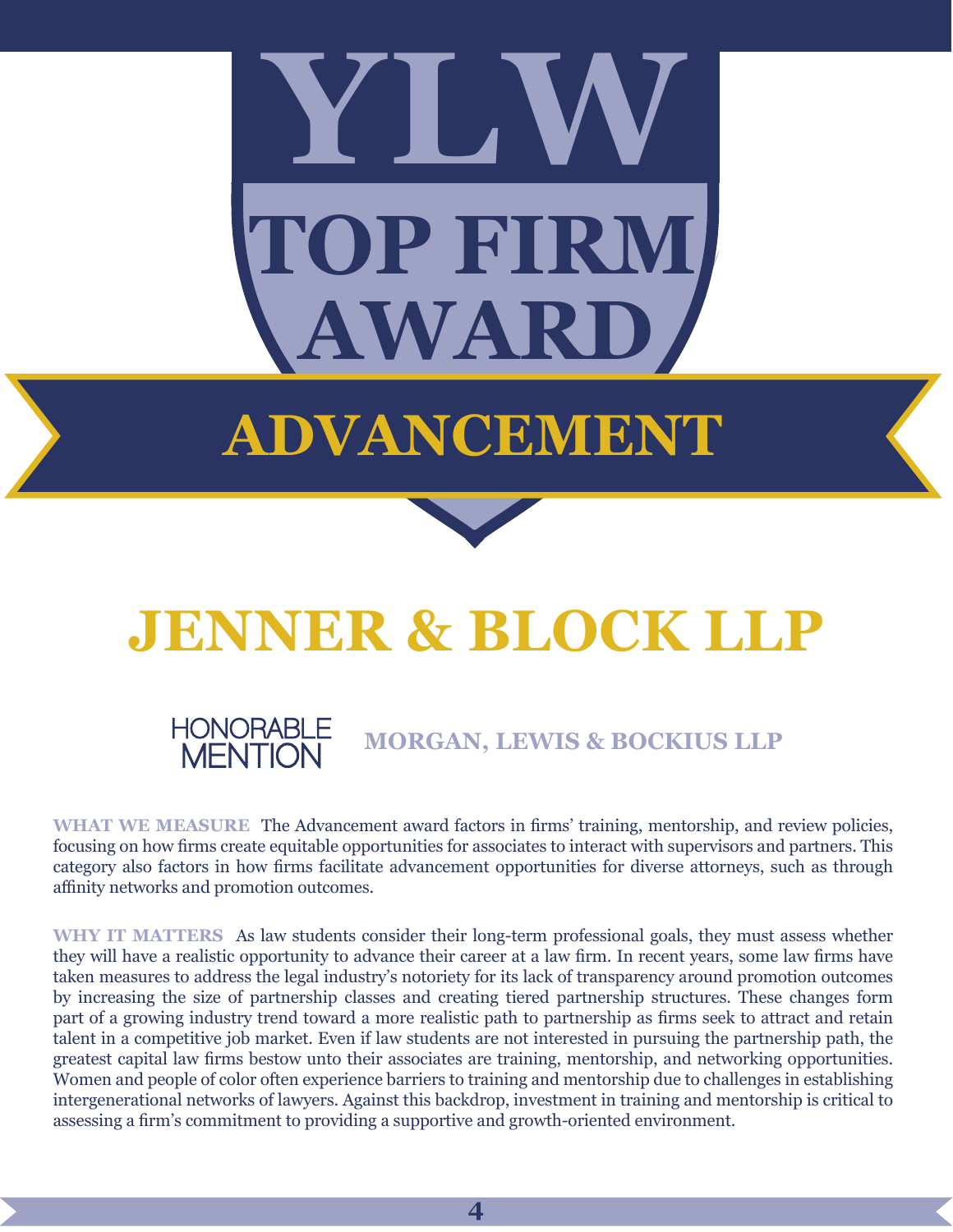# YLW TOP FIRM AWARD

## ADVANCEMENT

# JENNER & BLOCK LLP

**HONORABLE MENTION** MORGAN, LEWIS & BOCKIUS LLP

**WHAT WE MEASURE** The Advancement award factors in firms' training, mentorship, and review policies, focusing on how firms create equitable opportunities for associates to interact with supervisors and partners. This category also factors in how firms facilitate advancement opportunities for diverse attorneys, such as through affinity networks and promotion outcomes.

**WHY IT MATTERS** As law students consider their long-term professional goals, they must assess whether they will have a realistic opportunity to advance their career at a law firm. In recent years, some law firms have taken measures to address the legal industry's notoriety for its lack of transparency around promotion outcomes by increasing the size of partnership classes and creating tiered partnership structures. These changes form part of a growing industry trend toward a more realistic path to partnership as firms seek to attract and retain talent in a competitive job market. Even if law students are not interested in pursuing the partnership path, the greatest capital law firms bestow unto their associates are training, mentorship, and networking opportunities. Women and people of color often experience barriers to training and mentorship due to challenges in establishing intergenerational networks of lawyers. Against this backdrop, investment in training and mentorship is critical to assessing a firm's commitment to providing a supportive and growth-oriented environment.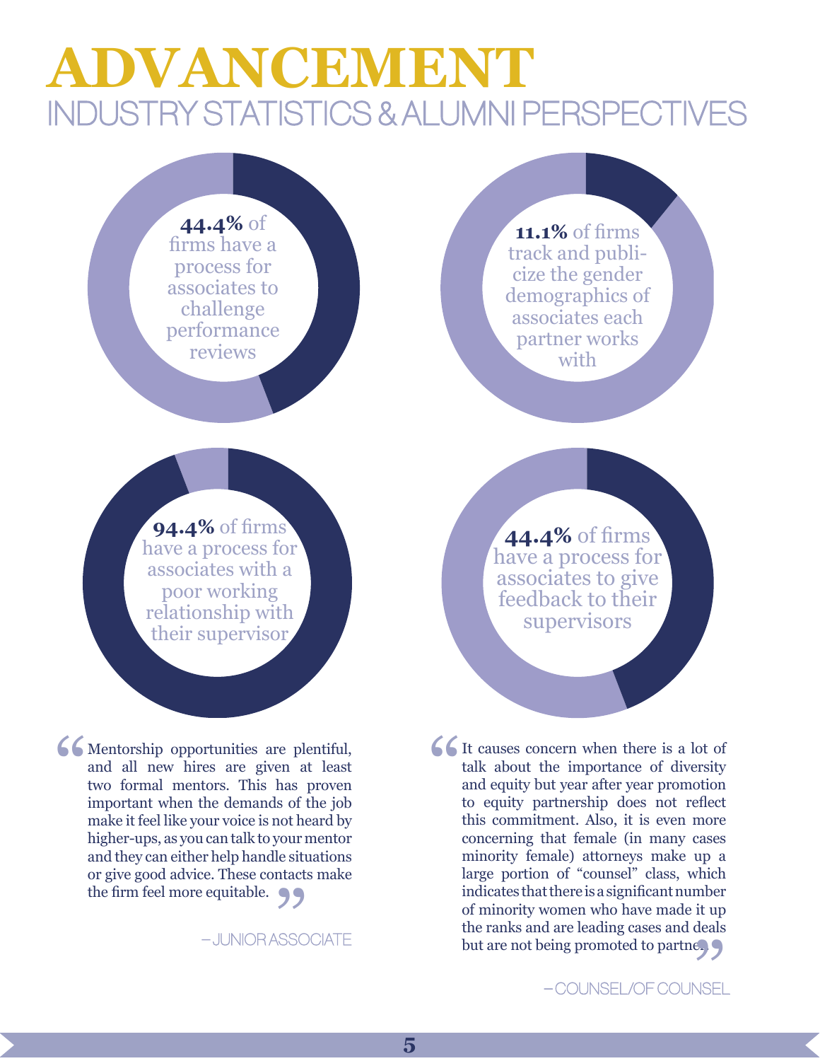# ADVANCEMENT

## INDUSTRY STATISTICS & ALUMNI PERSPECTIVES

**44.4%** of firms have a process for associates to challenge performance reviews

**11.1%** of firms track and publicize the gender demographics of associates each partner works with

**94.4%** of firms have a process for associates with a poor working relationship with their supervisor

**44.4%** of firms have a process for associates to give feedback to their supervisors

> Mentorship opportunities are plentiful, and all new hires are given at least two formal mentors. This has proven important when the demands of the job make it feel like your voice is not heard by higher-ups, as you can talk to your mentor and they can either help handle situations or give good advice. These contacts make the firm feel more equitable.
>
> – JUNIOR ASSOCIATE

> It causes concern when there is a lot of talk about the importance of diversity and equity but year after year promotion to equity partnership does not reflect this commitment. Also, it is even more concerning that female (in many cases minority female) attorneys make up a large portion of "counsel" class, which indicates that there is a significant number of minority women who have made it up the ranks and are leading cases and deals but are not being promoted to partner.
>
> – COUNSEL/OF COUNSEL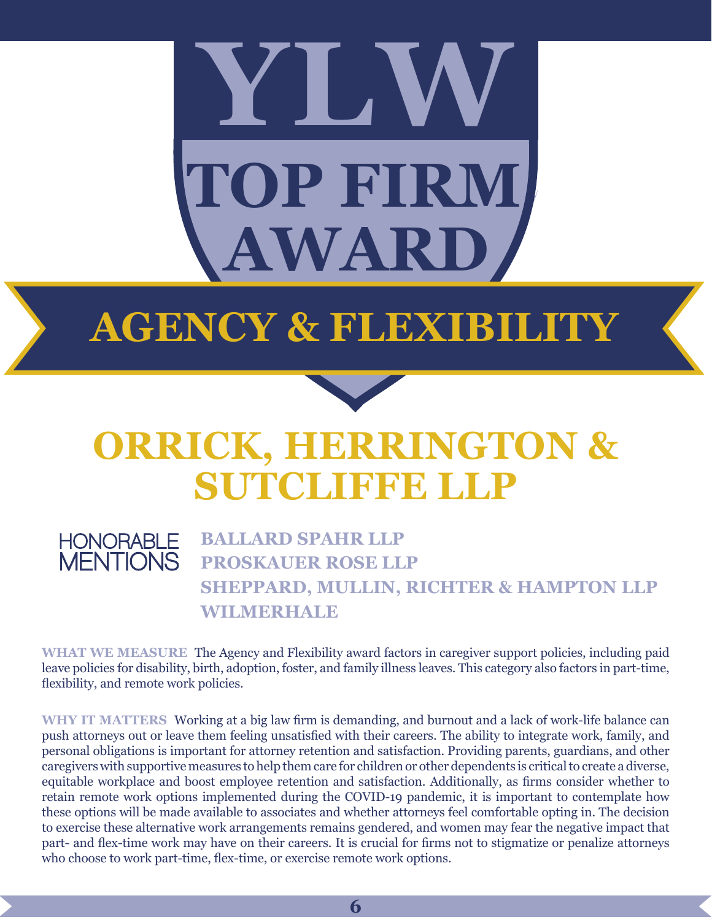# YLW TOP FIRM AWARD

## AGENCY & FLEXIBILITY

# ORRICK, HERRINGTON & SUTCLIFFE LLP

**HONORABLE MENTIONS**

- **BALLARD SPAHR LLP**
- **PROSKAUER ROSE LLP**
- **SHEPPARD, MULLIN, RICHTER & HAMPTON LLP**
- **WILMERHALE**

**WHAT WE MEASURE** The Agency and Flexibility award factors in caregiver support policies, including paid leave policies for disability, birth, adoption, foster, and family illness leaves. This category also factors in part-time, flexibility, and remote work policies.

**WHY IT MATTERS** Working at a big law firm is demanding, and burnout and a lack of work-life balance can push attorneys out or leave them feeling unsatisfied with their careers. The ability to integrate work, family, and personal obligations is important for attorney retention and satisfaction. Providing parents, guardians, and other caregivers with supportive measures to help them care for children or other dependents is critical to create a diverse, equitable workplace and boost employee retention and satisfaction. Additionally, as firms consider whether to retain remote work options implemented during the COVID-19 pandemic, it is important to contemplate how these options will be made available to associates and whether attorneys feel comfortable opting in. The decision to exercise these alternative work arrangements remains gendered, and women may fear the negative impact that part- and flex-time work may have on their careers. It is crucial for firms not to stigmatize or penalize attorneys who choose to work part-time, flex-time, or exercise remote work options.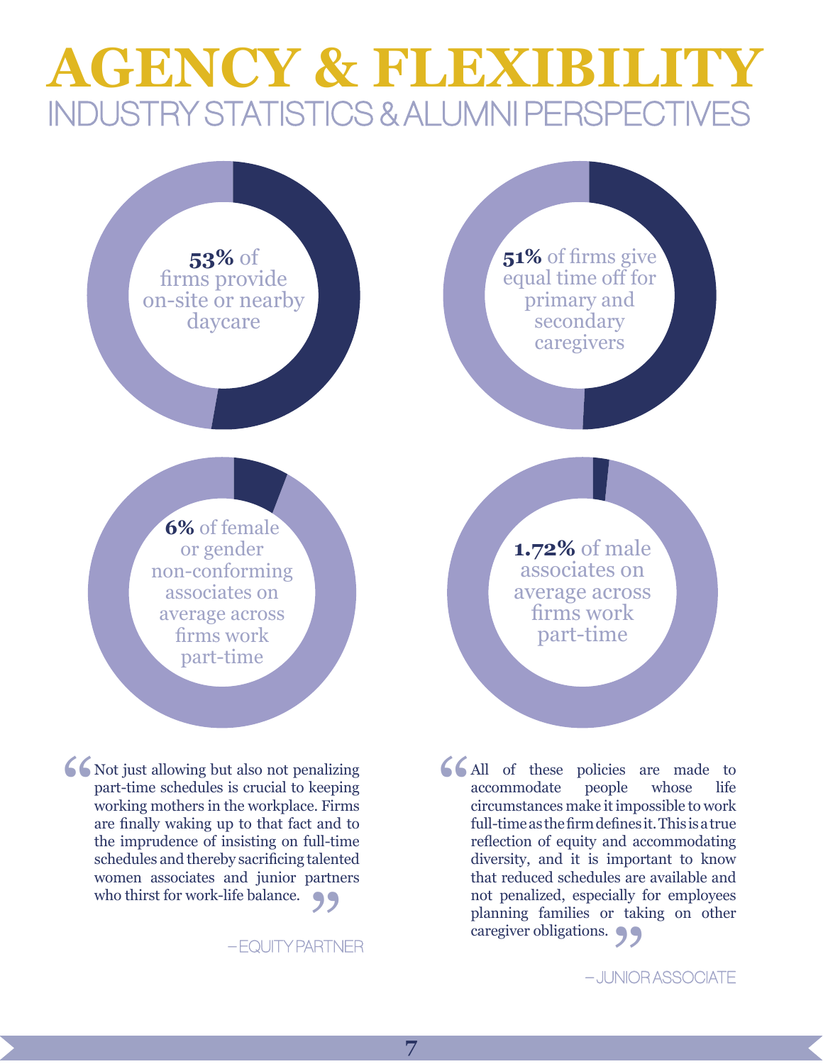# AGENCY & FLEXIBILITY

## INDUSTRY STATISTICS & ALUMNI PERSPECTIVES

**53%** of firms provide on-site or nearby daycare

**51%** of firms give equal time off for primary and secondary caregivers

**6%** of female or gender non-conforming associates on average across firms work part-time

**1.72%** of male associates on average across firms work part-time

"Not just allowing but also not penalizing part-time schedules is crucial to keeping working mothers in the workplace. Firms are finally waking up to that fact and to the imprudence of insisting on full-time schedules and thereby sacrificing talented women associates and junior partners who thirst for work-life balance."

– EQUITY PARTNER

"All of these policies are made to accommodate people whose life circumstances make it impossible to work full-time as the firm defines it. This is a true reflection of equity and accommodating diversity, and it is important to know that reduced schedules are available and not penalized, especially for employees planning families or taking on other caregiver obligations."

– JUNIOR ASSOCIATE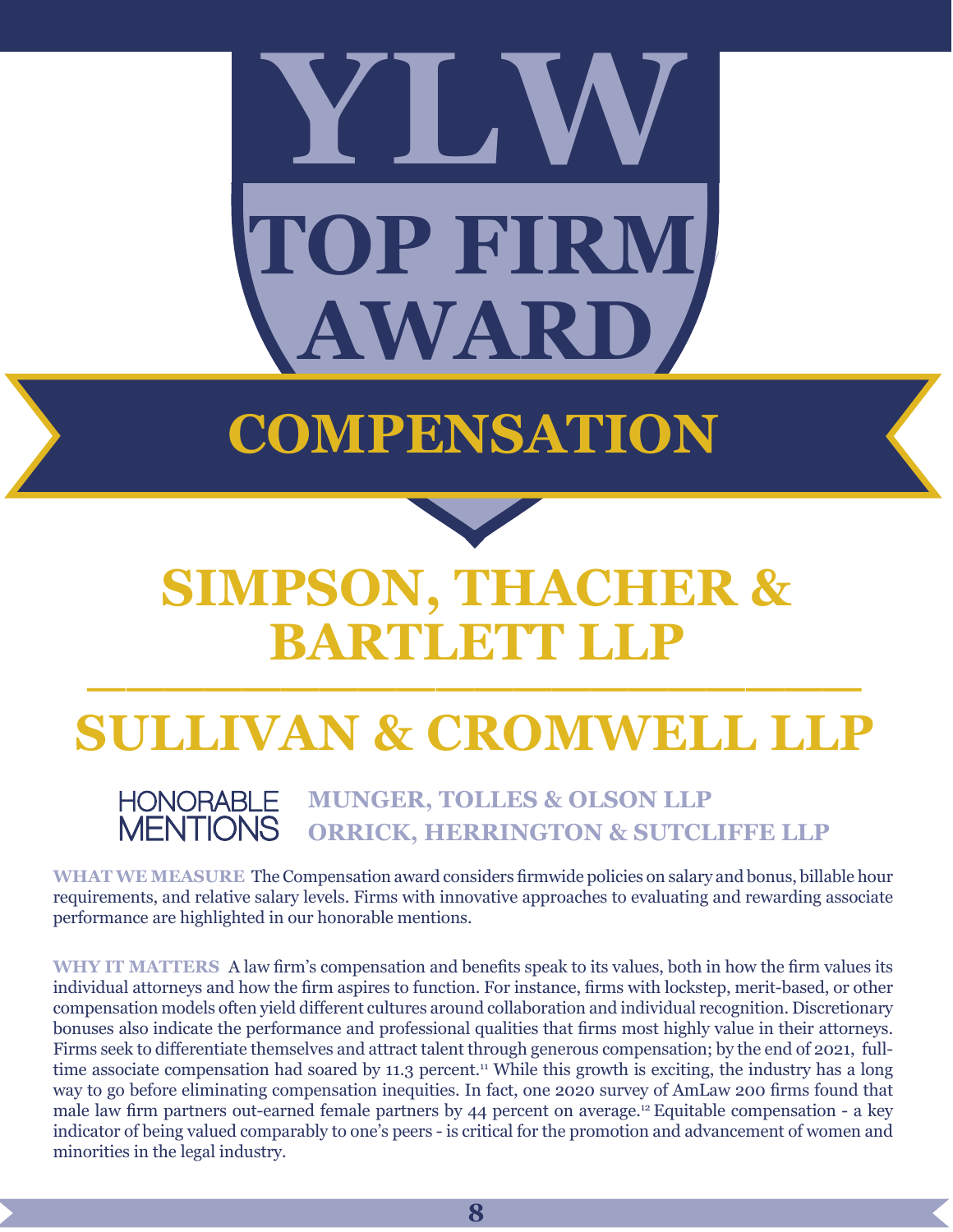# YLW TOP FIRM AWARD

## COMPENSATION

## SIMPSON, THACHER & BARTLETT LLP

## SULLIVAN & CROMWELL LLP

**HONORABLE MENTIONS**

**MUNGER, TOLLES & OLSON LLP**
**ORRICK, HERRINGTON & SUTCLIFFE LLP**

**WHAT WE MEASURE** The Compensation award considers firmwide policies on salary and bonus, billable hour requirements, and relative salary levels. Firms with innovative approaches to evaluating and rewarding associate performance are highlighted in our honorable mentions.

**WHY IT MATTERS** A law firm's compensation and benefits speak to its values, both in how the firm values its individual attorneys and how the firm aspires to function. For instance, firms with lockstep, merit-based, or other compensation models often yield different cultures around collaboration and individual recognition. Discretionary bonuses also indicate the performance and professional qualities that firms most highly value in their attorneys. Firms seek to differentiate themselves and attract talent through generous compensation; by the end of 2021, full-time associate compensation had soared by 11.3 percent.[11] While this growth is exciting, the industry has a long way to go before eliminating compensation inequities. In fact, one 2020 survey of AmLaw 200 firms found that male law firm partners out-earned female partners by 44 percent on average.[12] Equitable compensation - a key indicator of being valued comparably to one's peers - is critical for the promotion and advancement of women and minorities in the legal industry.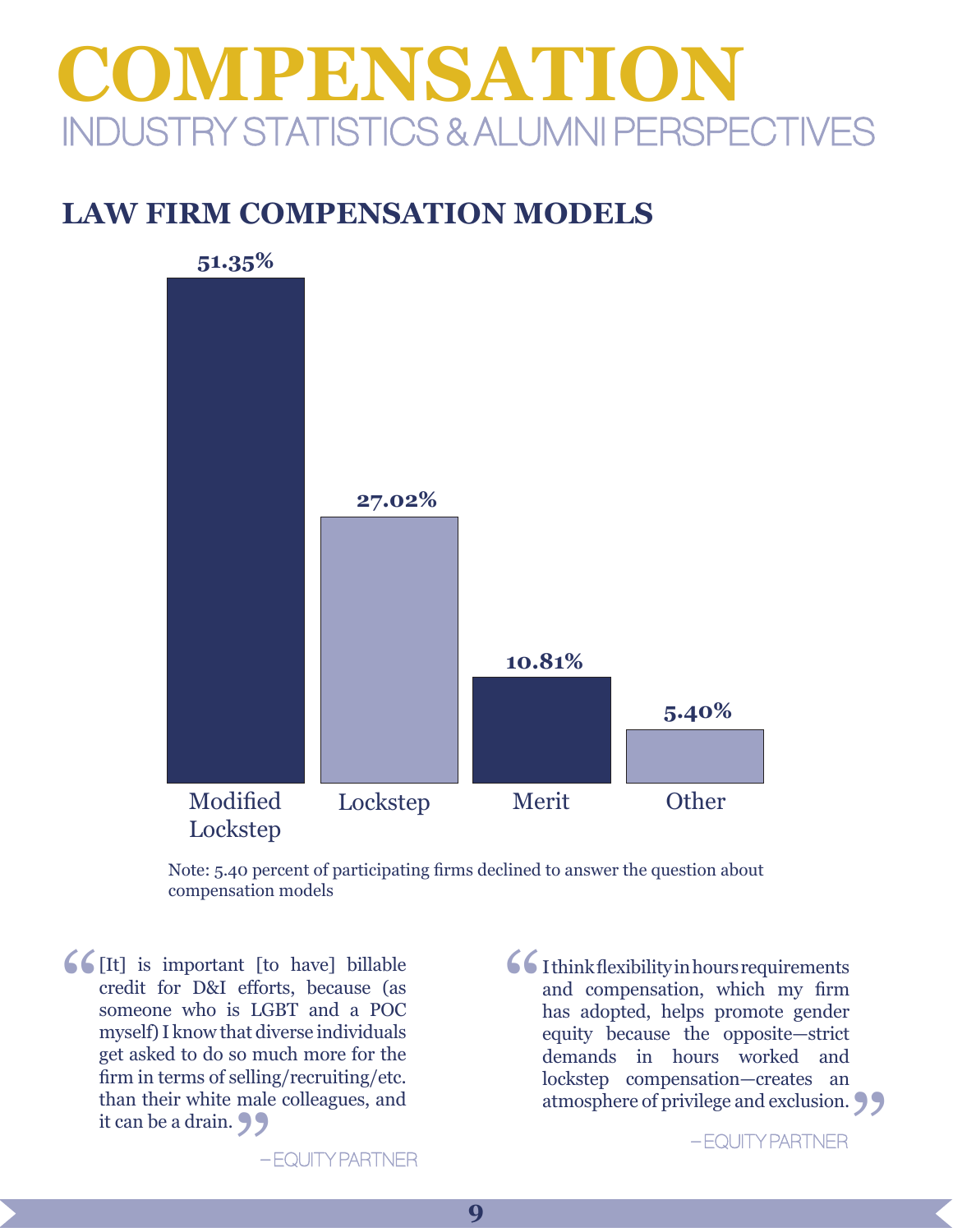# COMPENSATION

INDUSTRY STATISTICS & ALUMNI PERSPECTIVES

## LAW FIRM COMPENSATION MODELS

| Model | Percentage |
|---|---|
| Modified Lockstep | 51.35% |
| Lockstep | 27.02% |
| Merit | 10.81% |
| Other | 5.40% |

Note: 5.40 percent of participating firms declined to answer the question about compensation models

> "[It] is important [to have] billable credit for D&I efforts, because (as someone who is LGBT and a POC myself) I know that diverse individuals get asked to do so much more for the firm in terms of selling/recruiting/etc. than their white male colleagues, and it can be a drain."
>
> – EQUITY PARTNER

> "I think flexibility in hours requirements and compensation, which my firm has adopted, helps promote gender equity because the opposite—strict demands in hours worked and lockstep compensation—creates an atmosphere of privilege and exclusion."
>
> – EQUITY PARTNER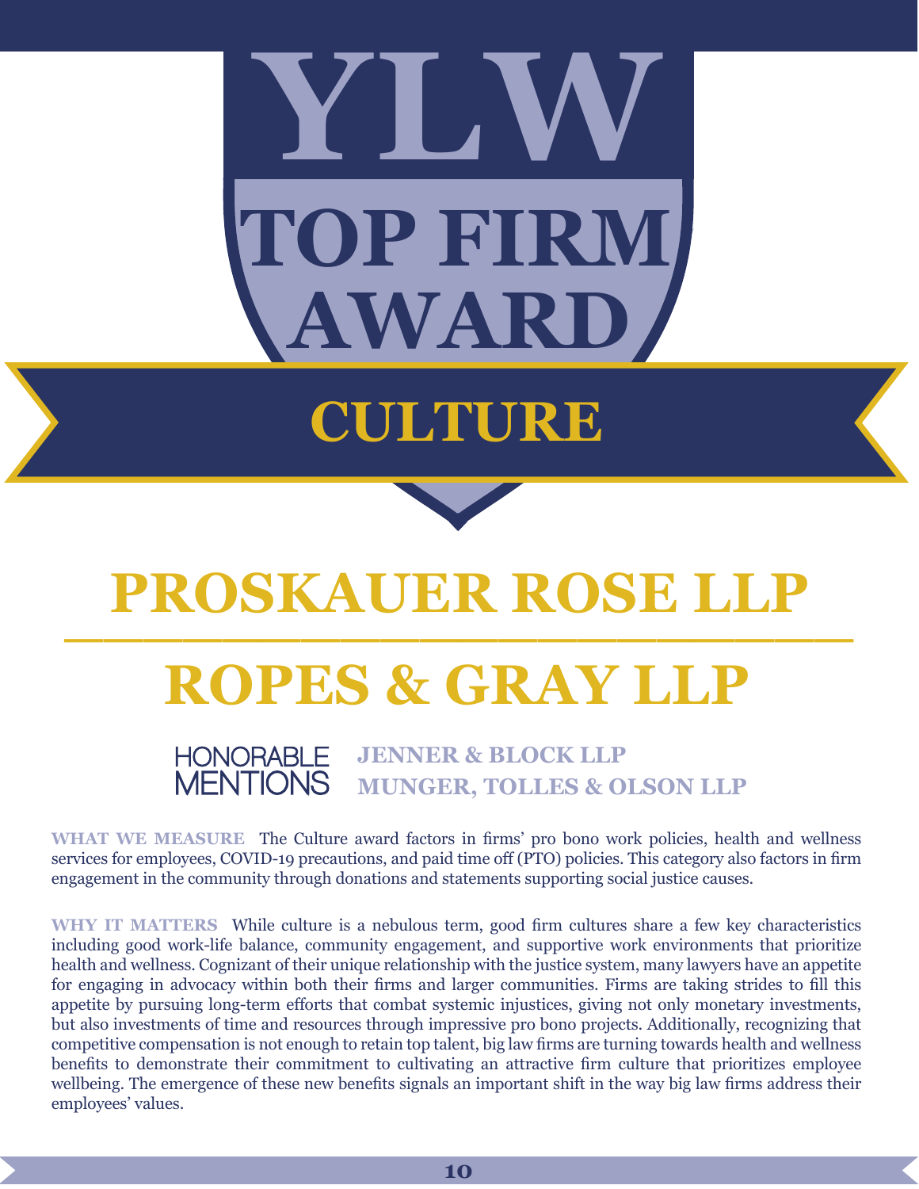# YLW TOP FIRM AWARD

## CULTURE

# PROSKAUER ROSE LLP

# ROPES & GRAY LLP

HONORABLE MENTIONS

**JENNER & BLOCK LLP**
**MUNGER, TOLLES & OLSON LLP**

**WHAT WE MEASURE** The Culture award factors in firms' pro bono work policies, health and wellness services for employees, COVID-19 precautions, and paid time off (PTO) policies. This category also factors in firm engagement in the community through donations and statements supporting social justice causes.

**WHY IT MATTERS** While culture is a nebulous term, good firm cultures share a few key characteristics including good work-life balance, community engagement, and supportive work environments that prioritize health and wellness. Cognizant of their unique relationship with the justice system, many lawyers have an appetite for engaging in advocacy within both their firms and larger communities. Firms are taking strides to fill this appetite by pursuing long-term efforts that combat systemic injustices, giving not only monetary investments, but also investments of time and resources through impressive pro bono projects. Additionally, recognizing that competitive compensation is not enough to retain top talent, big law firms are turning towards health and wellness benefits to demonstrate their commitment to cultivating an attractive firm culture that prioritizes employee wellbeing. The emergence of these new benefits signals an important shift in the way big law firms address their employees' values.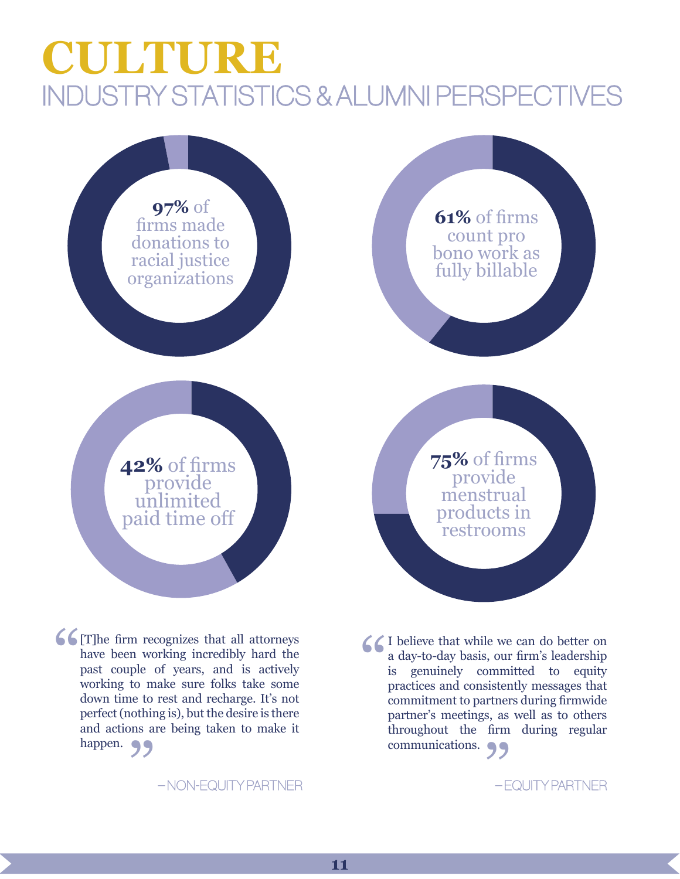# CULTURE

## INDUSTRY STATISTICS & ALUMNI PERSPECTIVES

**97%** of firms made donations to racial justice organizations

**61%** of firms count pro bono work as fully billable

**42%** of firms provide unlimited paid time off

**75%** of firms provide menstrual products in restrooms

> [T]he firm recognizes that all attorneys have been working incredibly hard the past couple of years, and is actively working to make sure folks take some down time to rest and recharge. It's not perfect (nothing is), but the desire is there and actions are being taken to make it happen.
>
> – NON-EQUITY PARTNER

> I believe that while we can do better on a day-to-day basis, our firm's leadership is genuinely committed to equity practices and consistently messages that commitment to partners during firmwide partner's meetings, as well as to others throughout the firm during regular communications.
>
> – EQUITY PARTNER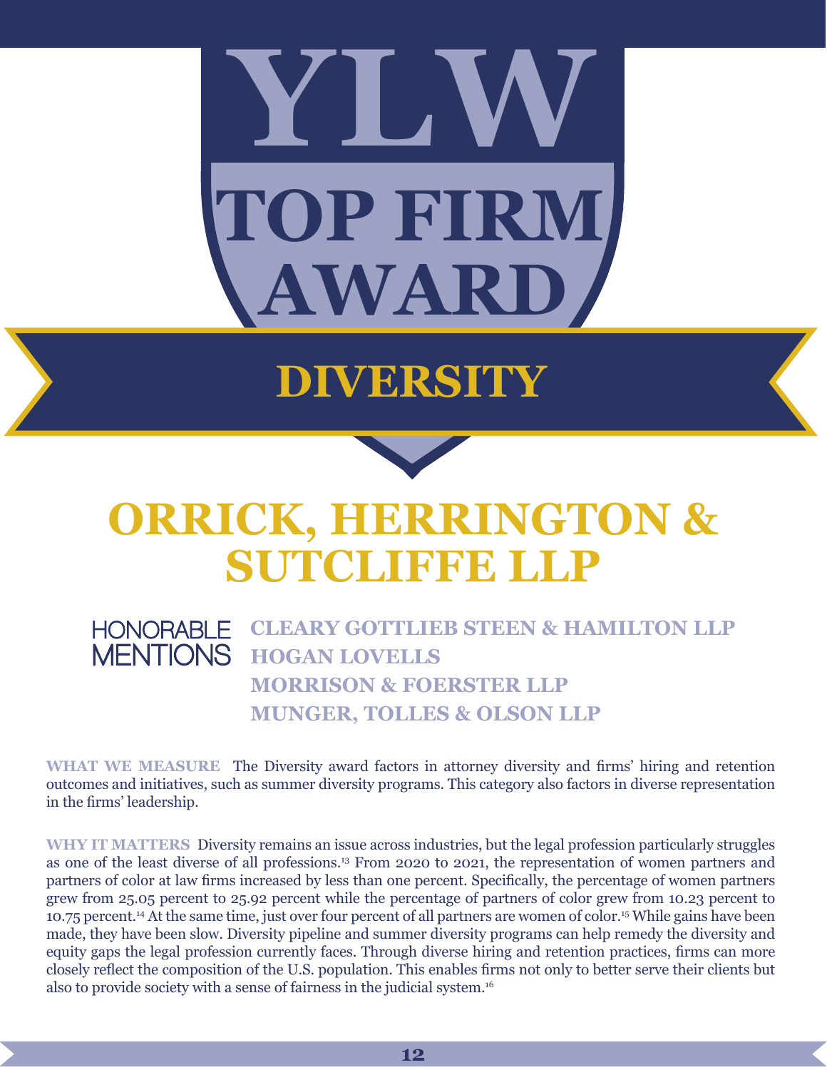# YLW TOP FIRM AWARD

## DIVERSITY

# ORRICK, HERRINGTON & SUTCLIFFE LLP

**HONORABLE MENTIONS**

- **CLEARY GOTTLIEB STEEN & HAMILTON LLP**
- **HOGAN LOVELLS**
- **MORRISON & FOERSTER LLP**
- **MUNGER, TOLLES & OLSON LLP**

**WHAT WE MEASURE** The Diversity award factors in attorney diversity and firms' hiring and retention outcomes and initiatives, such as summer diversity programs. This category also factors in diverse representation in the firms' leadership.

**WHY IT MATTERS** Diversity remains an issue across industries, but the legal profession particularly struggles as one of the least diverse of all professions.[13] From 2020 to 2021, the representation of women partners and partners of color at law firms increased by less than one percent. Specifically, the percentage of women partners grew from 25.05 percent to 25.92 percent while the percentage of partners of color grew from 10.23 percent to 10.75 percent.[14] At the same time, just over four percent of all partners are women of color.[15] While gains have been made, they have been slow. Diversity pipeline and summer diversity programs can help remedy the diversity and equity gaps the legal profession currently faces. Through diverse hiring and retention practices, firms can more closely reflect the composition of the U.S. population. This enables firms not only to better serve their clients but also to provide society with a sense of fairness in the judicial system.[16]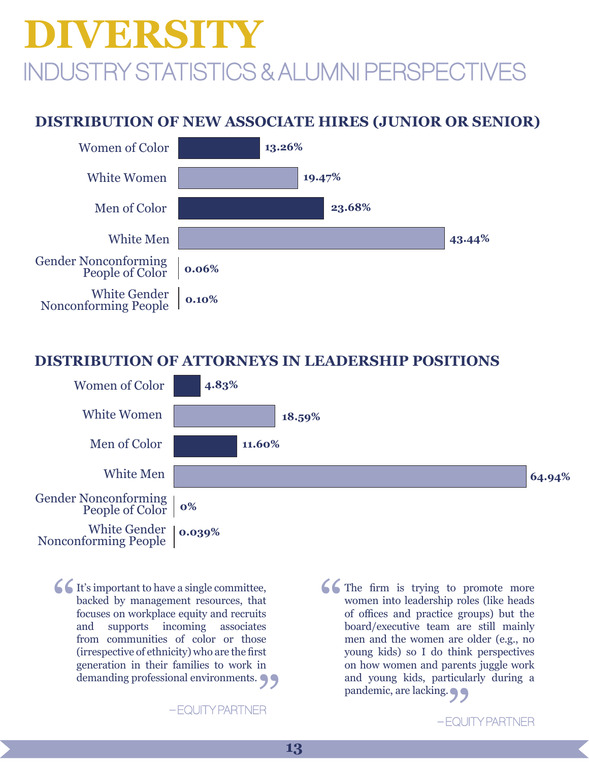# DIVERSITY

## INDUSTRY STATISTICS & ALUMNI PERSPECTIVES

### DISTRIBUTION OF NEW ASSOCIATE HIRES (JUNIOR OR SENIOR)

| Category | Percentage |
|---|---|
| Women of Color | 13.26% |
| White Women | 19.47% |
| Men of Color | 23.68% |
| White Men | 43.44% |
| Gender Nonconforming People of Color | 0.06% |
| White Gender Nonconforming People | 0.10% |

### DISTRIBUTION OF ATTORNEYS IN LEADERSHIP POSITIONS

| Category | Percentage |
|---|---|
| Women of Color | 4.83% |
| White Women | 18.59% |
| Men of Color | 11.60% |
| White Men | 64.94% |
| Gender Nonconforming People of Color | 0% |
| White Gender Nonconforming People | 0.039% |

> "It's important to have a single committee, backed by management resources, that focuses on workplace equity and recruits and supports incoming associates from communities of color or those (irrespective of ethnicity) who are the first generation in their families to work in demanding professional environments."
>
> – EQUITY PARTNER

> "The firm is trying to promote more women into leadership roles (like heads of offices and practice groups) but the board/executive team are still mainly men and the women are older (e.g., no young kids) so I do think perspectives on how women and parents juggle work and young kids, particularly during a pandemic, are lacking."
>
> – EQUITY PARTNER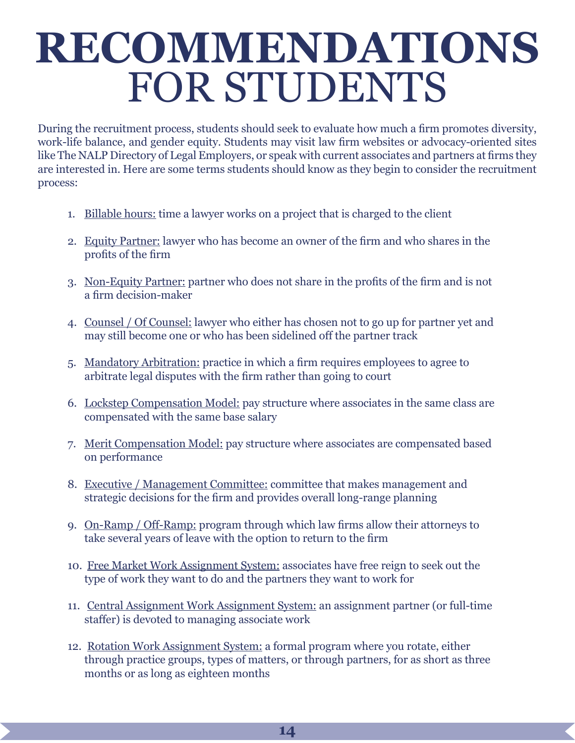# RECOMMENDATIONS FOR STUDENTS

During the recruitment process, students should seek to evaluate how much a firm promotes diversity, work-life balance, and gender equity. Students may visit law firm websites or advocacy-oriented sites like The NALP Directory of Legal Employers, or speak with current associates and partners at firms they are interested in. Here are some terms students should know as they begin to consider the recruitment process:

1. Billable hours: time a lawyer works on a project that is charged to the client
2. Equity Partner: lawyer who has become an owner of the firm and who shares in the profits of the firm
3. Non-Equity Partner: partner who does not share in the profits of the firm and is not a firm decision-maker
4. Counsel / Of Counsel: lawyer who either has chosen not to go up for partner yet and may still become one or who has been sidelined off the partner track
5. Mandatory Arbitration: practice in which a firm requires employees to agree to arbitrate legal disputes with the firm rather than going to court
6. Lockstep Compensation Model: pay structure where associates in the same class are compensated with the same base salary
7. Merit Compensation Model: pay structure where associates are compensated based on performance
8. Executive / Management Committee: committee that makes management and strategic decisions for the firm and provides overall long-range planning
9. On-Ramp / Off-Ramp: program through which law firms allow their attorneys to take several years of leave with the option to return to the firm
10. Free Market Work Assignment System: associates have free reign to seek out the type of work they want to do and the partners they want to work for
11. Central Assignment Work Assignment System: an assignment partner (or full-time staffer) is devoted to managing associate work
12. Rotation Work Assignment System: a formal program where you rotate, either through practice groups, types of matters, or through partners, for as short as three months or as long as eighteen months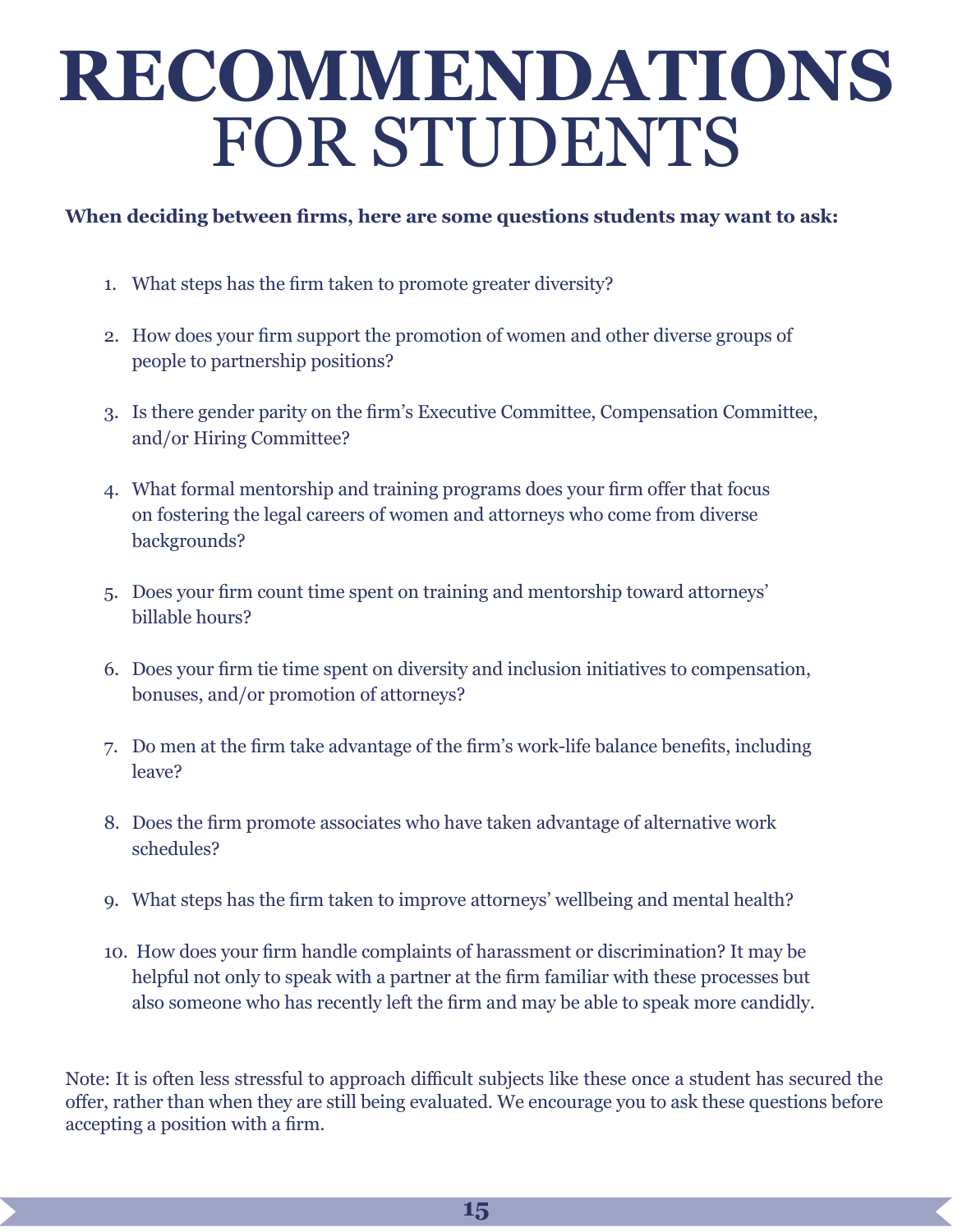# RECOMMENDATIONS FOR STUDENTS

**When deciding between firms, here are some questions students may want to ask:**

1. What steps has the firm taken to promote greater diversity?
2. How does your firm support the promotion of women and other diverse groups of people to partnership positions?
3. Is there gender parity on the firm's Executive Committee, Compensation Committee, and/or Hiring Committee?
4. What formal mentorship and training programs does your firm offer that focus on fostering the legal careers of women and attorneys who come from diverse backgrounds?
5. Does your firm count time spent on training and mentorship toward attorneys' billable hours?
6. Does your firm tie time spent on diversity and inclusion initiatives to compensation, bonuses, and/or promotion of attorneys?
7. Do men at the firm take advantage of the firm's work-life balance benefits, including leave?
8. Does the firm promote associates who have taken advantage of alternative work schedules?
9. What steps has the firm taken to improve attorneys' wellbeing and mental health?
10. How does your firm handle complaints of harassment or discrimination? It may be helpful not only to speak with a partner at the firm familiar with these processes but also someone who has recently left the firm and may be able to speak more candidly.

Note: It is often less stressful to approach difficult subjects like these once a student has secured the offer, rather than when they are still being evaluated. We encourage you to ask these questions before accepting a position with a firm.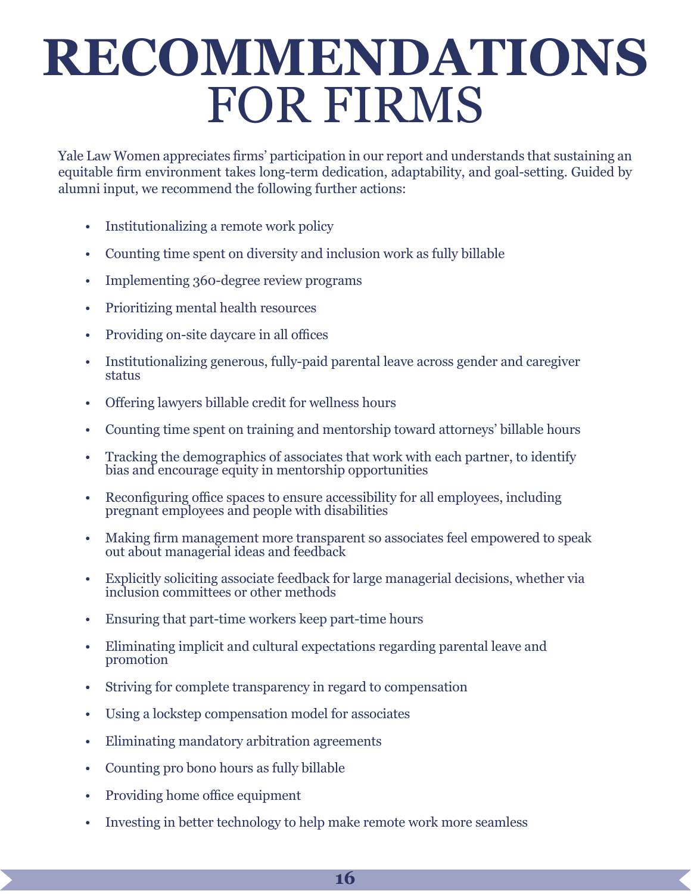# RECOMMENDATIONS FOR FIRMS

Yale Law Women appreciates firms' participation in our report and understands that sustaining an equitable firm environment takes long-term dedication, adaptability, and goal-setting. Guided by alumni input, we recommend the following further actions:

- Institutionalizing a remote work policy
- Counting time spent on diversity and inclusion work as fully billable
- Implementing 360-degree review programs
- Prioritizing mental health resources
- Providing on-site daycare in all offices
- Institutionalizing generous, fully-paid parental leave across gender and caregiver status
- Offering lawyers billable credit for wellness hours
- Counting time spent on training and mentorship toward attorneys' billable hours
- Tracking the demographics of associates that work with each partner, to identify bias and encourage equity in mentorship opportunities
- Reconfiguring office spaces to ensure accessibility for all employees, including pregnant employees and people with disabilities
- Making firm management more transparent so associates feel empowered to speak out about managerial ideas and feedback
- Explicitly soliciting associate feedback for large managerial decisions, whether via inclusion committees or other methods
- Ensuring that part-time workers keep part-time hours
- Eliminating implicit and cultural expectations regarding parental leave and promotion
- Striving for complete transparency in regard to compensation
- Using a lockstep compensation model for associates
- Eliminating mandatory arbitration agreements
- Counting pro bono hours as fully billable
- Providing home office equipment
- Investing in better technology to help make remote work more seamless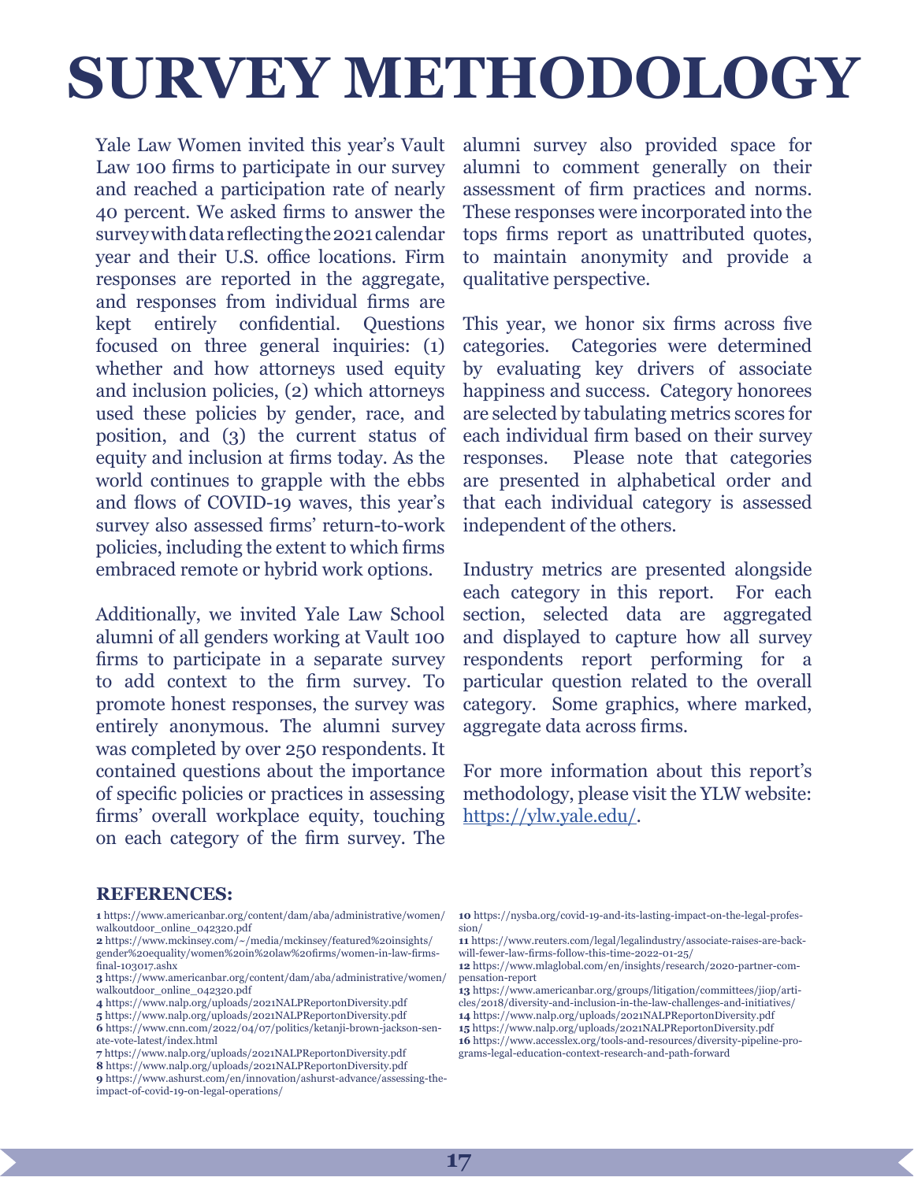# SURVEY METHODOLOGY

Yale Law Women invited this year's Vault Law 100 firms to participate in our survey and reached a participation rate of nearly 40 percent. We asked firms to answer the survey with data reflecting the 2021 calendar year and their U.S. office locations. Firm responses are reported in the aggregate, and responses from individual firms are kept entirely confidential. Questions focused on three general inquiries: (1) whether and how attorneys used equity and inclusion policies, (2) which attorneys used these policies by gender, race, and position, and (3) the current status of equity and inclusion at firms today. As the world continues to grapple with the ebbs and flows of COVID-19 waves, this year's survey also assessed firms' return-to-work policies, including the extent to which firms embraced remote or hybrid work options.

Additionally, we invited Yale Law School alumni of all genders working at Vault 100 firms to participate in a separate survey to add context to the firm survey. To promote honest responses, the survey was entirely anonymous. The alumni survey was completed by over 250 respondents. It contained questions about the importance of specific policies or practices in assessing firms' overall workplace equity, touching on each category of the firm survey. The alumni survey also provided space for alumni to comment generally on their assessment of firm practices and norms. These responses were incorporated into the tops firms report as unattributed quotes, to maintain anonymity and provide a qualitative perspective.

This year, we honor six firms across five categories. Categories were determined by evaluating key drivers of associate happiness and success. Category honorees are selected by tabulating metrics scores for each individual firm based on their survey responses. Please note that categories are presented in alphabetical order and that each individual category is assessed independent of the others.

Industry metrics are presented alongside each category in this report. For each section, selected data are aggregated and displayed to capture how all survey respondents report performing for a particular question related to the overall category. Some graphics, where marked, aggregate data across firms.

For more information about this report's methodology, please visit the YLW website: https://ylw.yale.edu/.

### REFERENCES:

**1** https://www.americanbar.org/content/dam/aba/administrative/women/walkoutdoor_online_042320.pdf
**2** https://www.mckinsey.com/~/media/mckinsey/featured%20insights/gender%20equality/women%20in%20law%20firms/women-in-law-firms-final-103017.ashx
**3** https://www.americanbar.org/content/dam/aba/administrative/women/walkoutdoor_online_042320.pdf
**4** https://www.nalp.org/uploads/2021NALPReportonDiversity.pdf
**5** https://www.nalp.org/uploads/2021NALPReportonDiversity.pdf
**6** https://www.cnn.com/2022/04/07/politics/ketanji-brown-jackson-senate-vote-latest/index.html
**7** https://www.nalp.org/uploads/2021NALPReportonDiversity.pdf
**8** https://www.nalp.org/uploads/2021NALPReportonDiversity.pdf
**9** https://www.ashurst.com/en/innovation/ashurst-advance/assessing-the-impact-of-covid-19-on-legal-operations/
**10** https://nysba.org/covid-19-and-its-lasting-impact-on-the-legal-profession/
**11** https://www.reuters.com/legal/legalindustry/associate-raises-are-back-will-fewer-law-firms-follow-this-time-2022-01-25/
**12** https://www.mlaglobal.com/en/insights/research/2020-partner-compensation-report
**13** https://www.americanbar.org/groups/litigation/committees/jiop/articles/2018/diversity-and-inclusion-in-the-law-challenges-and-initiatives/
**14** https://www.nalp.org/uploads/2021NALPReportonDiversity.pdf
**15** https://www.nalp.org/uploads/2021NALPReportonDiversity.pdf
**16** https://www.accesslex.org/tools-and-resources/diversity-pipeline-programs-legal-education-context-research-and-path-forward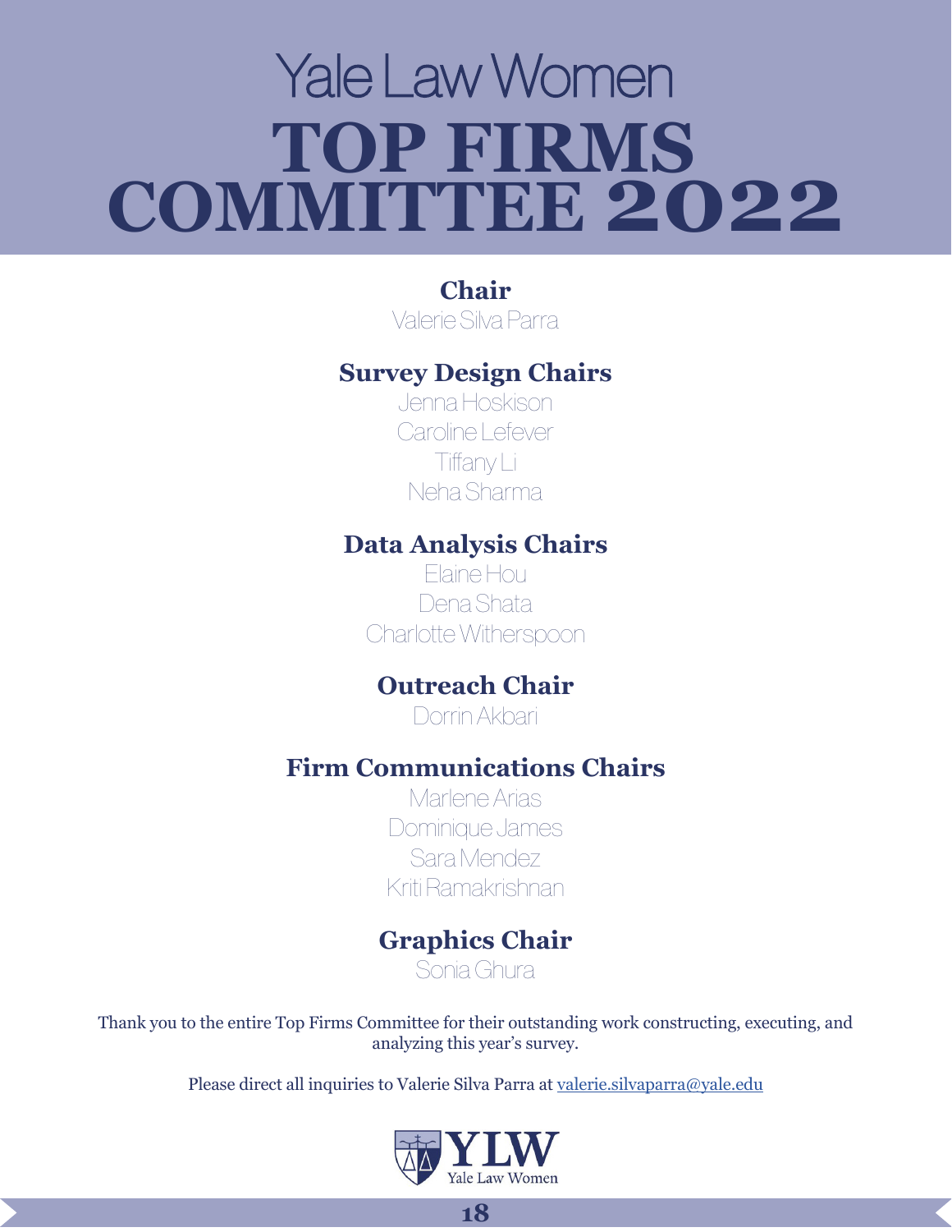# Yale Law Women
# TOP FIRMS COMMITTEE 2022

### Chair
Valerie Silva Parra

### Survey Design Chairs
Jenna Hoskison
Caroline Lefever
Tiffany Li
Neha Sharma

### Data Analysis Chairs
Elaine Hou
Dena Shata
Charlotte Witherspoon

### Outreach Chair
Dorrin Akbari

### Firm Communications Chairs
Marlene Arias
Dominique James
Sara Mendez
Kriti Ramakrishnan

### Graphics Chair
Sonia Ghura

Thank you to the entire Top Firms Committee for their outstanding work constructing, executing, and analyzing this year's survey.

Please direct all inquiries to Valerie Silva Parra at valerie.silvaparra@yale.edu

YLW
Yale Law Women